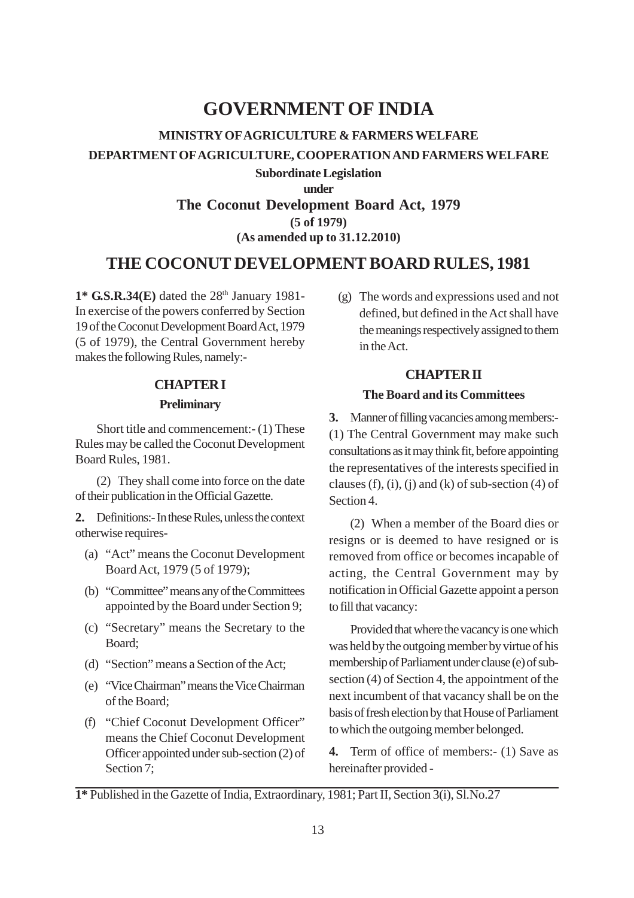# GOVERNMENT OF INDIA

### MINISTRY OF AGRICULTURE & FARMERS WELFARE

### DEPARTMENT OF AGRICULTURE, COOPERATION AND FARMERS WELFARE

**Subordinate Legislation**

**under**

**The Coconut Development Board Act, 1979**

**(5 of 1979)**

**(As amended up to 31.12.2010)**

## THE COCONUT DEVELOPMENT BOARD RULES, 1981

**1* G.S.R.34(E)** dated the 28th January 1981- In exercise of the powers conferred by Section 19 of the Coconut Development Board Act, 1979 (5 of 1979), the Central Government hereby makes the following Rules, namely:-

### CHAPTER I

**Preliminary**

Short title and commencement:- (1) These Rules may be called the Coconut Development Board Rules, 1981.

(2) They shall come into force on the date of their publication in the Official Gazette.

**2.** Definitions:- In these Rules, unless the context otherwise requires-

(a) "Act" means the Coconut Development Board Act, 1979 (5 of 1979);

(b) "Committee" means any of the Committees appointed by the Board under Section 9;

(c) "Secretary" means the Secretary to the Board;

(d) "Section" means a Section of the Act;

(e) "Vice Chairman" means the Vice Chairman of the Board;

(f) "Chief Coconut Development Officer" means the Chief Coconut Development Officer appointed under sub-section (2) of Section 7;

(g) The words and expressions used and not defined, but defined in the Act shall have the meanings respectively assigned to them in the Act.

### CHAPTER II

**The Board and its Committees**

**3.** Manner of filling vacancies among members:- (1) The Central Government may make such consultations as it may think fit, before appointing the representatives of the interests specified in clauses (f), (i), (j) and (k) of sub-section (4) of Section 4.

(2) When a member of the Board dies or resigns or is deemed to have resigned or is removed from office or becomes incapable of acting, the Central Government may by notification in Official Gazette appoint a person to fill that vacancy:

Provided that where the vacancy is one which was held by the outgoing member by virtue of his membership of Parliament under clause (e) of sub-section (4) of Section 4, the appointment of the next incumbent of that vacancy shall be on the basis of fresh election by that House of Parliament to which the outgoing member belonged.

**4.** Term of office of members:- (1) Save as hereinafter provided -

**1*** Published in the Gazette of India, Extraordinary, 1981; Part II, Section 3(i), Sl.No.27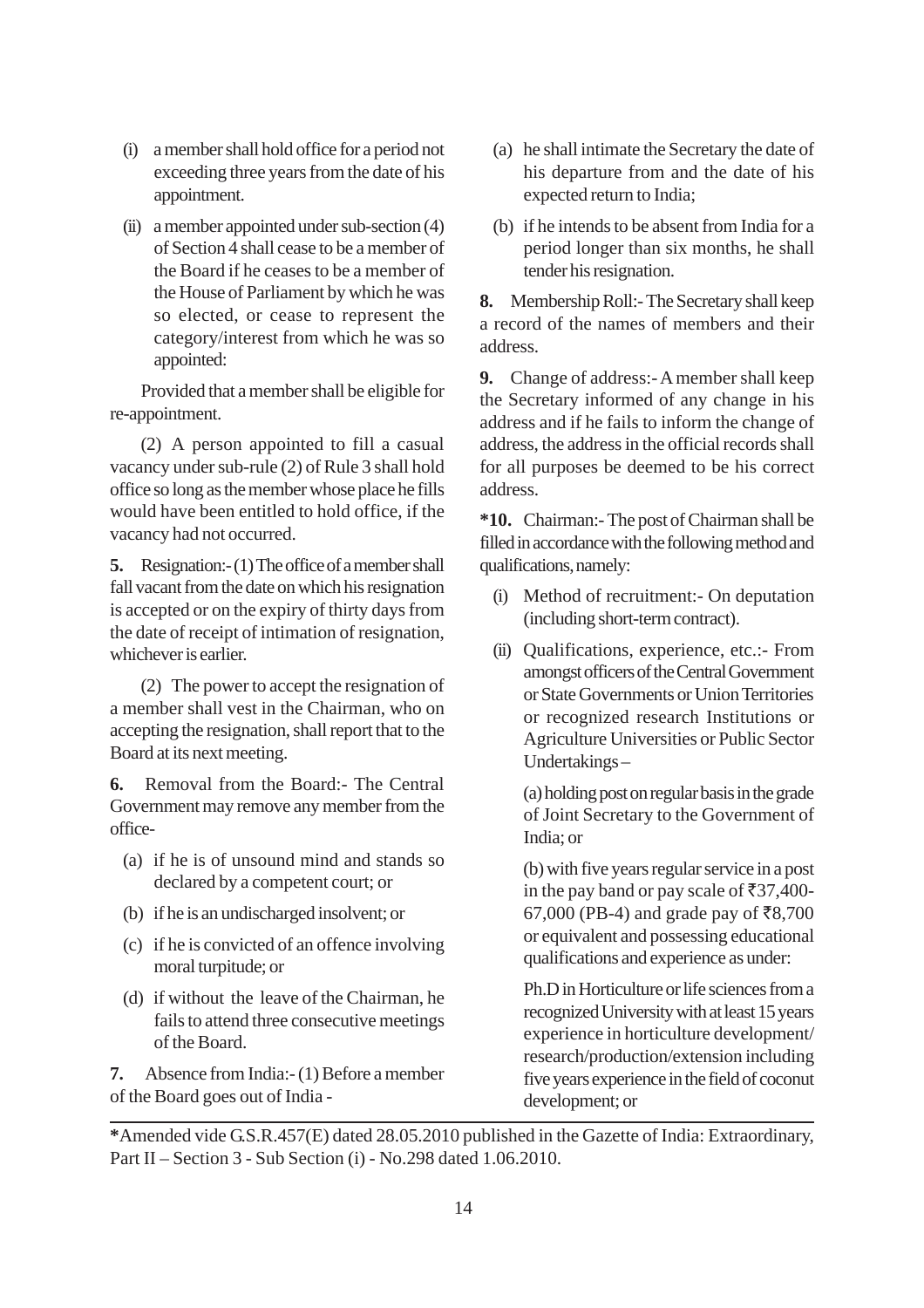(i) a member shall hold office for a period not exceeding three years from the date of his appointment.

(ii) a member appointed under sub-section (4) of Section 4 shall cease to be a member of the Board if he ceases to be a member of the House of Parliament by which he was so elected, or cease to represent the category/interest from which he was so appointed:

Provided that a member shall be eligible for re-appointment.

(2) A person appointed to fill a casual vacancy under sub-rule (2) of Rule 3 shall hold office so long as the member whose place he fills would have been entitled to hold office, if the vacancy had not occurred.

**5.** Resignation:- (1) The office of a member shall fall vacant from the date on which his resignation is accepted or on the expiry of thirty days from the date of receipt of intimation of resignation, whichever is earlier.

(2) The power to accept the resignation of a member shall vest in the Chairman, who on accepting the resignation, shall report that to the Board at its next meeting.

**6.** Removal from the Board:- The Central Government may remove any member from the office-

(a) if he is of unsound mind and stands so declared by a competent court; or

(b) if he is an undischarged insolvent; or

(c) if he is convicted of an offence involving moral turpitude; or

(d) if without the leave of the Chairman, he fails to attend three consecutive meetings of the Board.

**7.** Absence from India:- (1) Before a member of the Board goes out of India -

(a) he shall intimate the Secretary the date of his departure from and the date of his expected return to India;

(b) if he intends to be absent from India for a period longer than six months, he shall tender his resignation.

**8.** Membership Roll:- The Secretary shall keep a record of the names of members and their address.

**9.** Change of address:- A member shall keep the Secretary informed of any change in his address and if he fails to inform the change of address, the address in the official records shall for all purposes be deemed to be his correct address.

***10.** Chairman:- The post of Chairman shall be filled in accordance with the following method and qualifications, namely:

(i) Method of recruitment:- On deputation (including short-term contract).

(ii) Qualifications, experience, etc.:- From amongst officers of the Central Government or State Governments or Union Territories or recognized research Institutions or Agriculture Universities or Public Sector Undertakings –

(a) holding post on regular basis in the grade of Joint Secretary to the Government of India; or

(b) with five years regular service in a post in the pay band or pay scale of ₹37,400-67,000 (PB-4) and grade pay of ₹8,700 or equivalent and possessing educational qualifications and experience as under:

Ph.D in Horticulture or life sciences from a recognized University with at least 15 years experience in horticulture development/ research/production/extension including five years experience in the field of coconut development; or

---

*Amended vide G.S.R.457(E) dated 28.05.2010 published in the Gazette of India: Extraordinary, Part II – Section 3 - Sub Section (i) - No.298 dated 1.06.2010.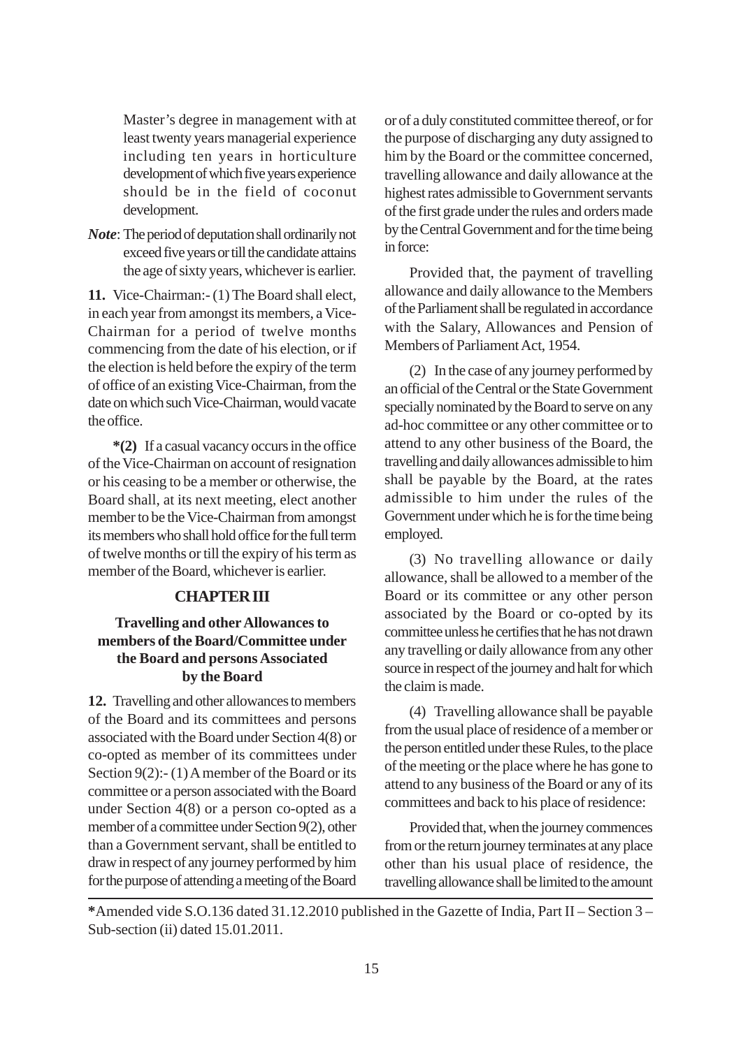Master's degree in management with at least twenty years managerial experience including ten years in horticulture development of which five years experience should be in the field of coconut development.

*Note*: The period of deputation shall ordinarily not exceed five years or till the candidate attains the age of sixty years, whichever is earlier.

**11.** Vice-Chairman:- (1) The Board shall elect, in each year from amongst its members, a Vice-Chairman for a period of twelve months commencing from the date of his election, or if the election is held before the expiry of the term of office of an existing Vice-Chairman, from the date on which such Vice-Chairman, would vacate the office.

**\*(2)** If a casual vacancy occurs in the office of the Vice-Chairman on account of resignation or his ceasing to be a member or otherwise, the Board shall, at its next meeting, elect another member to be the Vice-Chairman from amongst its members who shall hold office for the full term of twelve months or till the expiry of his term as member of the Board, whichever is earlier.

## CHAPTER III

### Travelling and other Allowances to members of the Board/Committee under the Board and persons Associated by the Board

**12.** Travelling and other allowances to members of the Board and its committees and persons associated with the Board under Section 4(8) or co-opted as member of its committees under Section 9(2):- (1) A member of the Board or its committee or a person associated with the Board under Section 4(8) or a person co-opted as a member of a committee under Section 9(2), other than a Government servant, shall be entitled to draw in respect of any journey performed by him for the purpose of attending a meeting of the Board or of a duly constituted committee thereof, or for the purpose of discharging any duty assigned to him by the Board or the committee concerned, travelling allowance and daily allowance at the highest rates admissible to Government servants of the first grade under the rules and orders made by the Central Government and for the time being in force:

Provided that, the payment of travelling allowance and daily allowance to the Members of the Parliament shall be regulated in accordance with the Salary, Allowances and Pension of Members of Parliament Act, 1954.

(2) In the case of any journey performed by an official of the Central or the State Government specially nominated by the Board to serve on any ad-hoc committee or any other committee or to attend to any other business of the Board, the travelling and daily allowances admissible to him shall be payable by the Board, at the rates admissible to him under the rules of the Government under which he is for the time being employed.

(3) No travelling allowance or daily allowance, shall be allowed to a member of the Board or its committee or any other person associated by the Board or co-opted by its committee unless he certifies that he has not drawn any travelling or daily allowance from any other source in respect of the journey and halt for which the claim is made.

(4) Travelling allowance shall be payable from the usual place of residence of a member or the person entitled under these Rules, to the place of the meeting or the place where he has gone to attend to any business of the Board or any of its committees and back to his place of residence:

Provided that, when the journey commences from or the return journey terminates at any place other than his usual place of residence, the travelling allowance shall be limited to the amount

---

**\***Amended vide S.O.136 dated 31.12.2010 published in the Gazette of India, Part II – Section 3 – Sub-section (ii) dated 15.01.2011.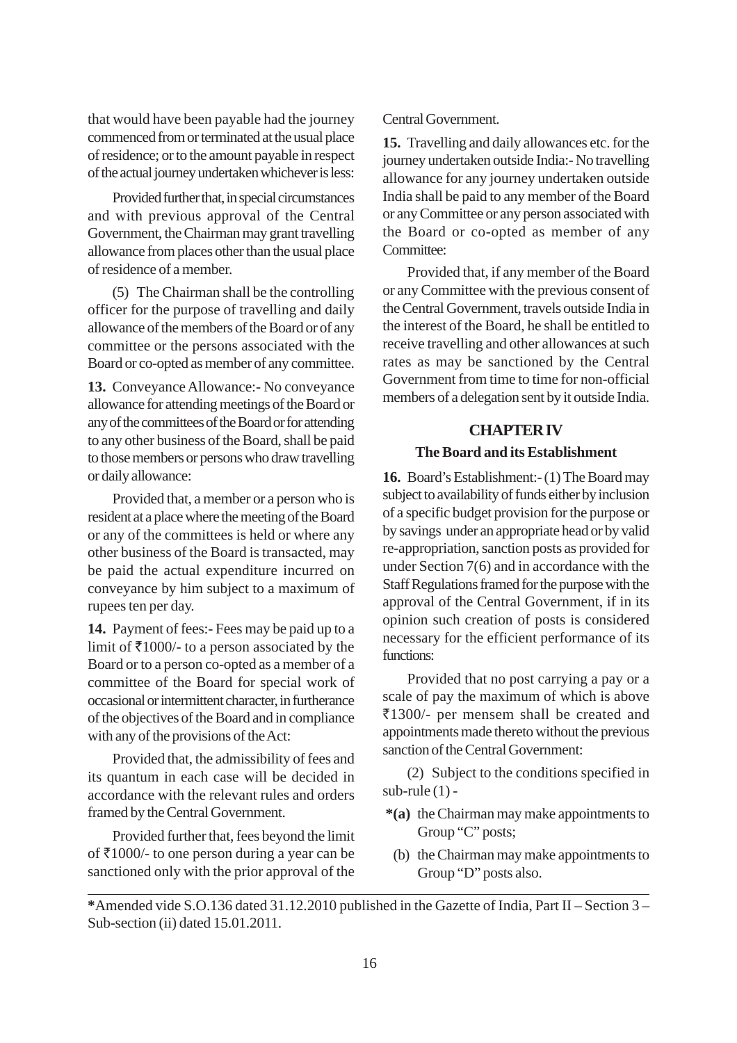that would have been payable had the journey commenced from or terminated at the usual place of residence; or to the amount payable in respect of the actual journey undertaken whichever is less:

Provided further that, in special circumstances and with previous approval of the Central Government, the Chairman may grant travelling allowance from places other than the usual place of residence of a member.

(5) The Chairman shall be the controlling officer for the purpose of travelling and daily allowance of the members of the Board or of any committee or the persons associated with the Board or co-opted as member of any committee.

**13.** Conveyance Allowance:- No conveyance allowance for attending meetings of the Board or any of the committees of the Board or for attending to any other business of the Board, shall be paid to those members or persons who draw travelling or daily allowance:

Provided that, a member or a person who is resident at a place where the meeting of the Board or any of the committees is held or where any other business of the Board is transacted, may be paid the actual expenditure incurred on conveyance by him subject to a maximum of rupees ten per day.

**14.** Payment of fees:- Fees may be paid up to a limit of ₹1000/- to a person associated by the Board or to a person co-opted as a member of a committee of the Board for special work of occasional or intermittent character, in furtherance of the objectives of the Board and in compliance with any of the provisions of the Act:

Provided that, the admissibility of fees and its quantum in each case will be decided in accordance with the relevant rules and orders framed by the Central Government.

Provided further that, fees beyond the limit of ₹1000/- to one person during a year can be sanctioned only with the prior approval of the Central Government.

**15.** Travelling and daily allowances etc. for the journey undertaken outside India:- No travelling allowance for any journey undertaken outside India shall be paid to any member of the Board or any Committee or any person associated with the Board or co-opted as member of any Committee:

Provided that, if any member of the Board or any Committee with the previous consent of the Central Government, travels outside India in the interest of the Board, he shall be entitled to receive travelling and other allowances at such rates as may be sanctioned by the Central Government from time to time for non-official members of a delegation sent by it outside India.

## CHAPTER IV

### The Board and its Establishment

**16.** Board's Establishment:- (1) The Board may subject to availability of funds either by inclusion of a specific budget provision for the purpose or by savings under an appropriate head or by valid re-appropriation, sanction posts as provided for under Section 7(6) and in accordance with the Staff Regulations framed for the purpose with the approval of the Central Government, if in its opinion such creation of posts is considered necessary for the efficient performance of its functions:

Provided that no post carrying a pay or a scale of pay the maximum of which is above ₹1300/- per mensem shall be created and appointments made thereto without the previous sanction of the Central Government:

(2) Subject to the conditions specified in sub-rule (1) -

**\*(a)** the Chairman may make appointments to Group "C" posts;

(b) the Chairman may make appointments to Group "D" posts also.

---

**\***Amended vide S.O.136 dated 31.12.2010 published in the Gazette of India, Part II – Section 3 – Sub-section (ii) dated 15.01.2011.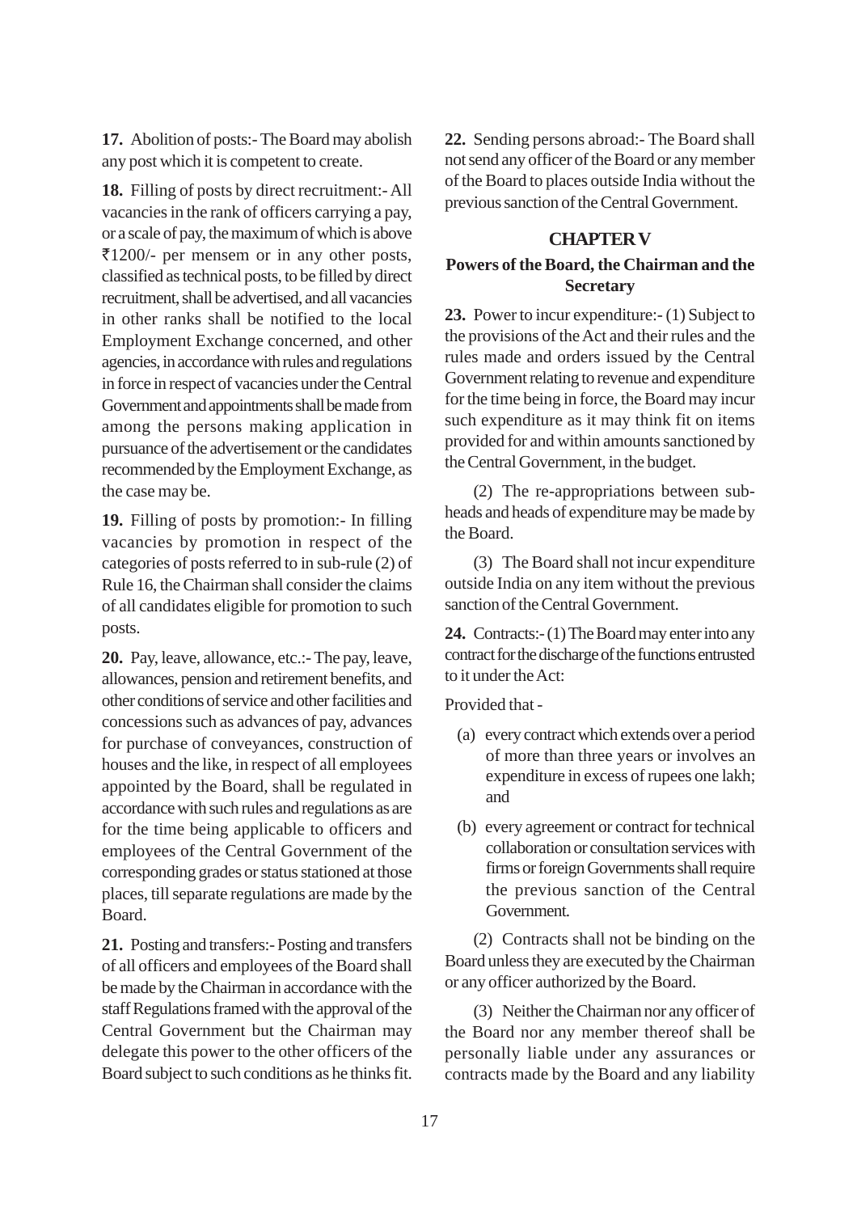**17.** Abolition of posts:- The Board may abolish any post which it is competent to create.

**18.** Filling of posts by direct recruitment:- All vacancies in the rank of officers carrying a pay, or a scale of pay, the maximum of which is above ₹1200/- per mensem or in any other posts, classified as technical posts, to be filled by direct recruitment, shall be advertised, and all vacancies in other ranks shall be notified to the local Employment Exchange concerned, and other agencies, in accordance with rules and regulations in force in respect of vacancies under the Central Government and appointments shall be made from among the persons making application in pursuance of the advertisement or the candidates recommended by the Employment Exchange, as the case may be.

**19.** Filling of posts by promotion:- In filling vacancies by promotion in respect of the categories of posts referred to in sub-rule (2) of Rule 16, the Chairman shall consider the claims of all candidates eligible for promotion to such posts.

**20.** Pay, leave, allowance, etc.:- The pay, leave, allowances, pension and retirement benefits, and other conditions of service and other facilities and concessions such as advances of pay, advances for purchase of conveyances, construction of houses and the like, in respect of all employees appointed by the Board, shall be regulated in accordance with such rules and regulations as are for the time being applicable to officers and employees of the Central Government of the corresponding grades or status stationed at those places, till separate regulations are made by the Board.

**21.** Posting and transfers:- Posting and transfers of all officers and employees of the Board shall be made by the Chairman in accordance with the staff Regulations framed with the approval of the Central Government but the Chairman may delegate this power to the other officers of the Board subject to such conditions as he thinks fit.

**22.** Sending persons abroad:- The Board shall not send any officer of the Board or any member of the Board to places outside India without the previous sanction of the Central Government.

## CHAPTER V

### Powers of the Board, the Chairman and the Secretary

**23.** Power to incur expenditure:- (1) Subject to the provisions of the Act and their rules and the rules made and orders issued by the Central Government relating to revenue and expenditure for the time being in force, the Board may incur such expenditure as it may think fit on items provided for and within amounts sanctioned by the Central Government, in the budget.

(2) The re-appropriations between sub-heads and heads of expenditure may be made by the Board.

(3) The Board shall not incur expenditure outside India on any item without the previous sanction of the Central Government.

**24.** Contracts:- (1) The Board may enter into any contract for the discharge of the functions entrusted to it under the Act:

Provided that -

(a) every contract which extends over a period of more than three years or involves an expenditure in excess of rupees one lakh; and

(b) every agreement or contract for technical collaboration or consultation services with firms or foreign Governments shall require the previous sanction of the Central Government.

(2) Contracts shall not be binding on the Board unless they are executed by the Chairman or any officer authorized by the Board.

(3) Neither the Chairman nor any officer of the Board nor any member thereof shall be personally liable under any assurances or contracts made by the Board and any liability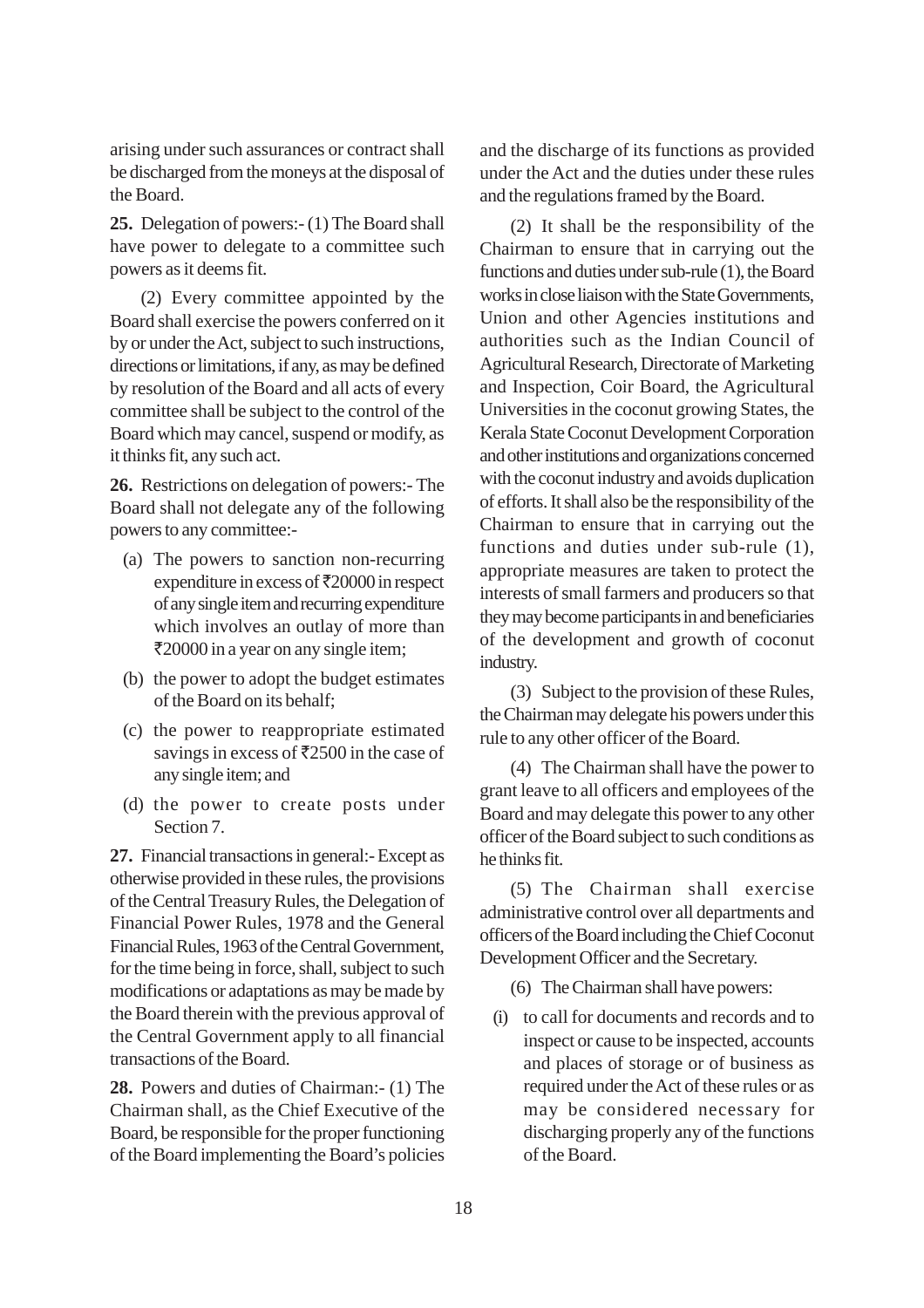arising under such assurances or contract shall be discharged from the moneys at the disposal of the Board.

**25.** Delegation of powers:- (1) The Board shall have power to delegate to a committee such powers as it deems fit.

(2) Every committee appointed by the Board shall exercise the powers conferred on it by or under the Act, subject to such instructions, directions or limitations, if any, as may be defined by resolution of the Board and all acts of every committee shall be subject to the control of the Board which may cancel, suspend or modify, as it thinks fit, any such act.

**26.** Restrictions on delegation of powers:- The Board shall not delegate any of the following powers to any committee:-

(a) The powers to sanction non-recurring expenditure in excess of ₹20000 in respect of any single item and recurring expenditure which involves an outlay of more than ₹20000 in a year on any single item;

(b) the power to adopt the budget estimates of the Board on its behalf;

(c) the power to reappropriate estimated savings in excess of ₹2500 in the case of any single item; and

(d) the power to create posts under Section 7.

**27.** Financial transactions in general:- Except as otherwise provided in these rules, the provisions of the Central Treasury Rules, the Delegation of Financial Power Rules, 1978 and the General Financial Rules, 1963 of the Central Government, for the time being in force, shall, subject to such modifications or adaptations as may be made by the Board therein with the previous approval of the Central Government apply to all financial transactions of the Board.

**28.** Powers and duties of Chairman:- (1) The Chairman shall, as the Chief Executive of the Board, be responsible for the proper functioning of the Board implementing the Board's policies and the discharge of its functions as provided under the Act and the duties under these rules and the regulations framed by the Board.

(2) It shall be the responsibility of the Chairman to ensure that in carrying out the functions and duties under sub-rule (1), the Board works in close liaison with the State Governments, Union and other Agencies institutions and authorities such as the Indian Council of Agricultural Research, Directorate of Marketing and Inspection, Coir Board, the Agricultural Universities in the coconut growing States, the Kerala State Coconut Development Corporation and other institutions and organizations concerned with the coconut industry and avoids duplication of efforts. It shall also be the responsibility of the Chairman to ensure that in carrying out the functions and duties under sub-rule (1), appropriate measures are taken to protect the interests of small farmers and producers so that they may become participants in and beneficiaries of the development and growth of coconut industry.

(3) Subject to the provision of these Rules, the Chairman may delegate his powers under this rule to any other officer of the Board.

(4) The Chairman shall have the power to grant leave to all officers and employees of the Board and may delegate this power to any other officer of the Board subject to such conditions as he thinks fit.

(5) The Chairman shall exercise administrative control over all departments and officers of the Board including the Chief Coconut Development Officer and the Secretary.

(6) The Chairman shall have powers:

(i) to call for documents and records and to inspect or cause to be inspected, accounts and places of storage or of business as required under the Act of these rules or as may be considered necessary for discharging properly any of the functions of the Board.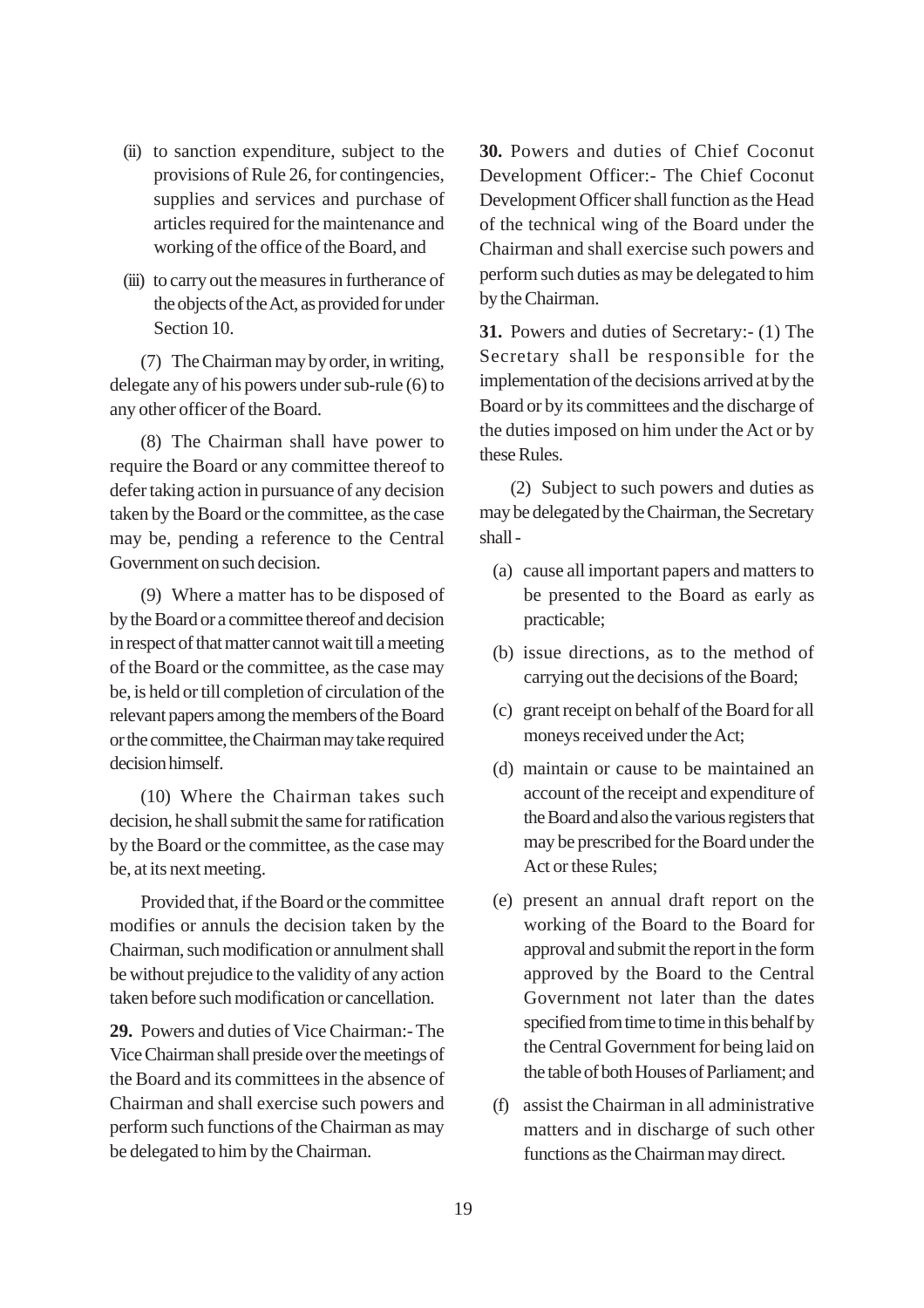(ii) to sanction expenditure, subject to the provisions of Rule 26, for contingencies, supplies and services and purchase of articles required for the maintenance and working of the office of the Board, and

(iii) to carry out the measures in furtherance of the objects of the Act, as provided for under Section 10.

(7) The Chairman may by order, in writing, delegate any of his powers under sub-rule (6) to any other officer of the Board.

(8) The Chairman shall have power to require the Board or any committee thereof to defer taking action in pursuance of any decision taken by the Board or the committee, as the case may be, pending a reference to the Central Government on such decision.

(9) Where a matter has to be disposed of by the Board or a committee thereof and decision in respect of that matter cannot wait till a meeting of the Board or the committee, as the case may be, is held or till completion of circulation of the relevant papers among the members of the Board or the committee, the Chairman may take required decision himself.

(10) Where the Chairman takes such decision, he shall submit the same for ratification by the Board or the committee, as the case may be, at its next meeting.

Provided that, if the Board or the committee modifies or annuls the decision taken by the Chairman, such modification or annulment shall be without prejudice to the validity of any action taken before such modification or cancellation.

**29.** Powers and duties of Vice Chairman:- The Vice Chairman shall preside over the meetings of the Board and its committees in the absence of Chairman and shall exercise such powers and perform such functions of the Chairman as may be delegated to him by the Chairman.

**30.** Powers and duties of Chief Coconut Development Officer:- The Chief Coconut Development Officer shall function as the Head of the technical wing of the Board under the Chairman and shall exercise such powers and perform such duties as may be delegated to him by the Chairman.

**31.** Powers and duties of Secretary:- (1) The Secretary shall be responsible for the implementation of the decisions arrived at by the Board or by its committees and the discharge of the duties imposed on him under the Act or by these Rules.

(2) Subject to such powers and duties as may be delegated by the Chairman, the Secretary shall -

(a) cause all important papers and matters to be presented to the Board as early as practicable;

(b) issue directions, as to the method of carrying out the decisions of the Board;

(c) grant receipt on behalf of the Board for all moneys received under the Act;

(d) maintain or cause to be maintained an account of the receipt and expenditure of the Board and also the various registers that may be prescribed for the Board under the Act or these Rules;

(e) present an annual draft report on the working of the Board to the Board for approval and submit the report in the form approved by the Board to the Central Government not later than the dates specified from time to time in this behalf by the Central Government for being laid on the table of both Houses of Parliament; and

(f) assist the Chairman in all administrative matters and in discharge of such other functions as the Chairman may direct.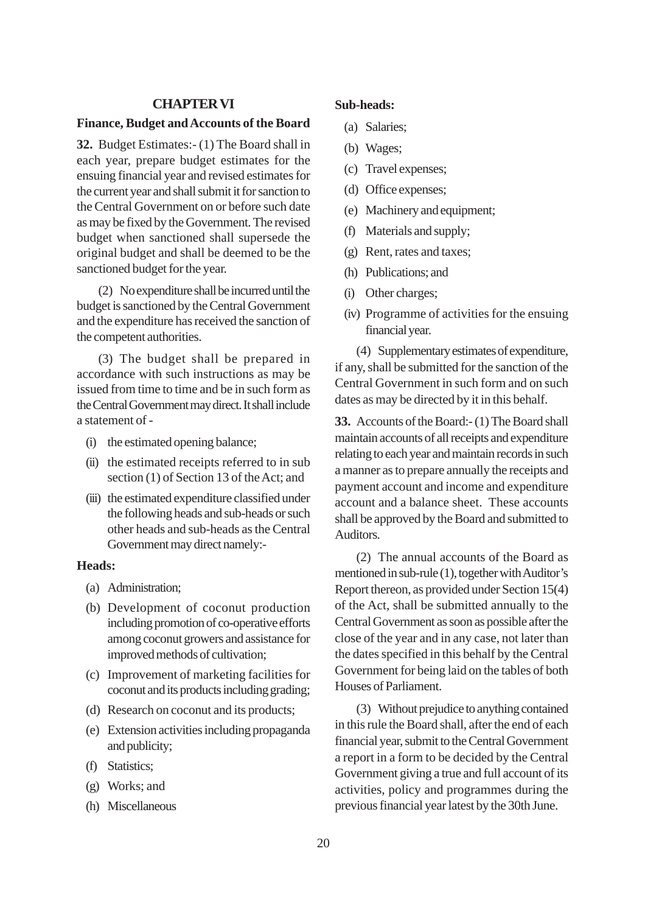## CHAPTER VI

### Finance, Budget and Accounts of the Board

**32.** Budget Estimates:- (1) The Board shall in each year, prepare budget estimates for the ensuing financial year and revised estimates for the current year and shall submit it for sanction to the Central Government on or before such date as may be fixed by the Government. The revised budget when sanctioned shall supersede the original budget and shall be deemed to be the sanctioned budget for the year.

(2) No expenditure shall be incurred until the budget is sanctioned by the Central Government and the expenditure has received the sanction of the competent authorities.

(3) The budget shall be prepared in accordance with such instructions as may be issued from time to time and be in such form as the Central Government may direct. It shall include a statement of -

- (i) the estimated opening balance;
- (ii) the estimated receipts referred to in sub section (1) of Section 13 of the Act; and
- (iii) the estimated expenditure classified under the following heads and sub-heads or such other heads and sub-heads as the Central Government may direct namely:-

**Heads:**

- (a) Administration;
- (b) Development of coconut production including promotion of co-operative efforts among coconut growers and assistance for improved methods of cultivation;
- (c) Improvement of marketing facilities for coconut and its products including grading;
- (d) Research on coconut and its products;
- (e) Extension activities including propaganda and publicity;
- (f) Statistics;
- (g) Works; and
- (h) Miscellaneous

**Sub-heads:**

- (a) Salaries;
- (b) Wages;
- (c) Travel expenses;
- (d) Office expenses;
- (e) Machinery and equipment;
- (f) Materials and supply;
- (g) Rent, rates and taxes;
- (h) Publications; and
- (i) Other charges;
- (iv) Programme of activities for the ensuing financial year.

(4) Supplementary estimates of expenditure, if any, shall be submitted for the sanction of the Central Government in such form and on such dates as may be directed by it in this behalf.

**33.** Accounts of the Board:- (1) The Board shall maintain accounts of all receipts and expenditure relating to each year and maintain records in such a manner as to prepare annually the receipts and payment account and income and expenditure account and a balance sheet. These accounts shall be approved by the Board and submitted to Auditors.

(2) The annual accounts of the Board as mentioned in sub-rule (1), together with Auditor's Report thereon, as provided under Section 15(4) of the Act, shall be submitted annually to the Central Government as soon as possible after the close of the year and in any case, not later than the dates specified in this behalf by the Central Government for being laid on the tables of both Houses of Parliament.

(3) Without prejudice to anything contained in this rule the Board shall, after the end of each financial year, submit to the Central Government a report in a form to be decided by the Central Government giving a true and full account of its activities, policy and programmes during the previous financial year latest by the 30th June.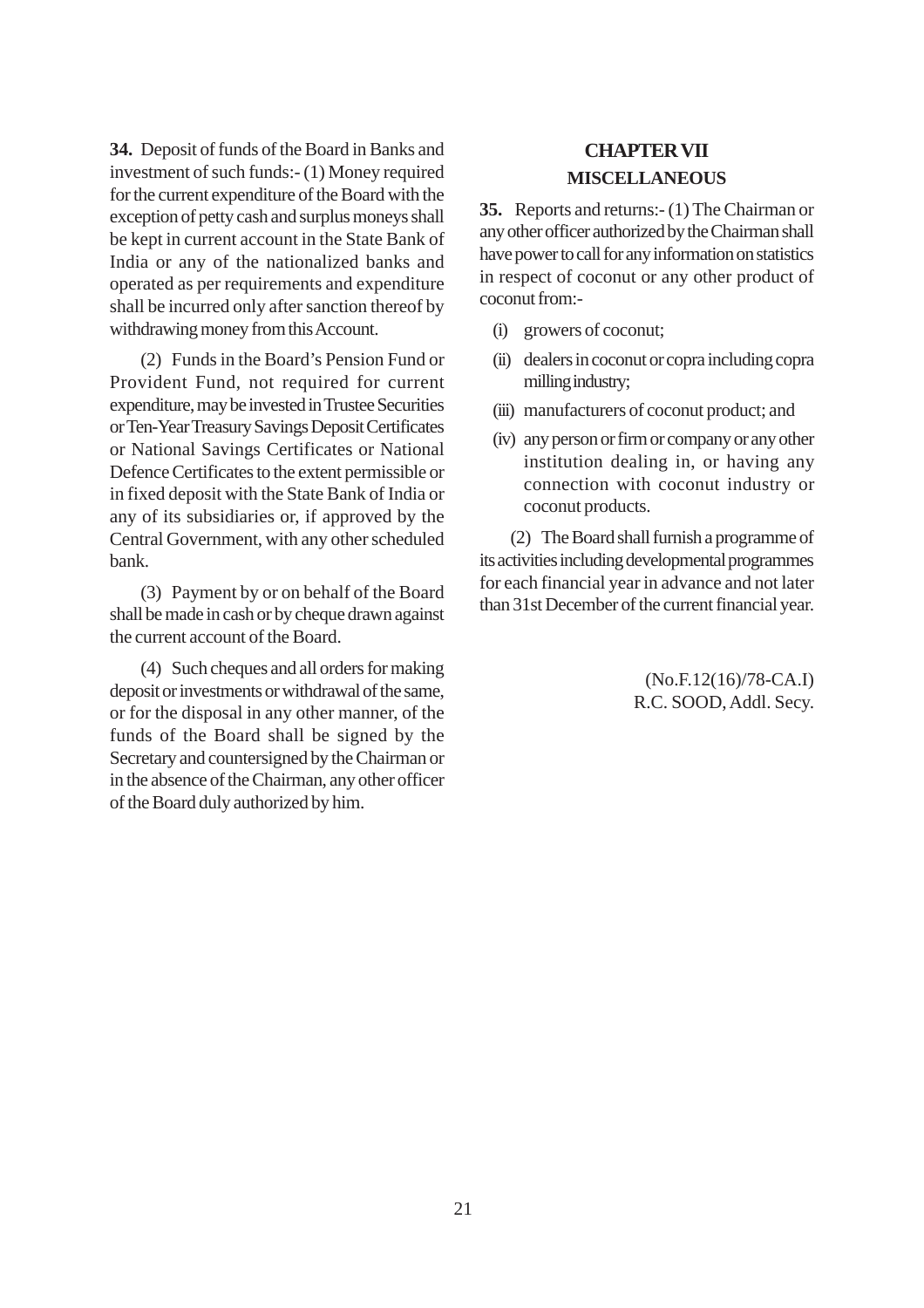**34.** Deposit of funds of the Board in Banks and investment of such funds:- (1) Money required for the current expenditure of the Board with the exception of petty cash and surplus moneys shall be kept in current account in the State Bank of India or any of the nationalized banks and operated as per requirements and expenditure shall be incurred only after sanction thereof by withdrawing money from this Account.

(2) Funds in the Board's Pension Fund or Provident Fund, not required for current expenditure, may be invested in Trustee Securities or Ten-Year Treasury Savings Deposit Certificates or National Savings Certificates or National Defence Certificates to the extent permissible or in fixed deposit with the State Bank of India or any of its subsidiaries or, if approved by the Central Government, with any other scheduled bank.

(3) Payment by or on behalf of the Board shall be made in cash or by cheque drawn against the current account of the Board.

(4) Such cheques and all orders for making deposit or investments or withdrawal of the same, or for the disposal in any other manner, of the funds of the Board shall be signed by the Secretary and countersigned by the Chairman or in the absence of the Chairman, any other officer of the Board duly authorized by him.

## CHAPTER VII
### MISCELLANEOUS

**35.** Reports and returns:- (1) The Chairman or any other officer authorized by the Chairman shall have power to call for any information on statistics in respect of coconut or any other product of coconut from:-

(i) growers of coconut;

(ii) dealers in coconut or copra including copra milling industry;

(iii) manufacturers of coconut product; and

(iv) any person or firm or company or any other institution dealing in, or having any connection with coconut industry or coconut products.

(2) The Board shall furnish a programme of its activities including developmental programmes for each financial year in advance and not later than 31st December of the current financial year.

(No.F.12(16)/78-CA.I)
R.C. SOOD, Addl. Secy.